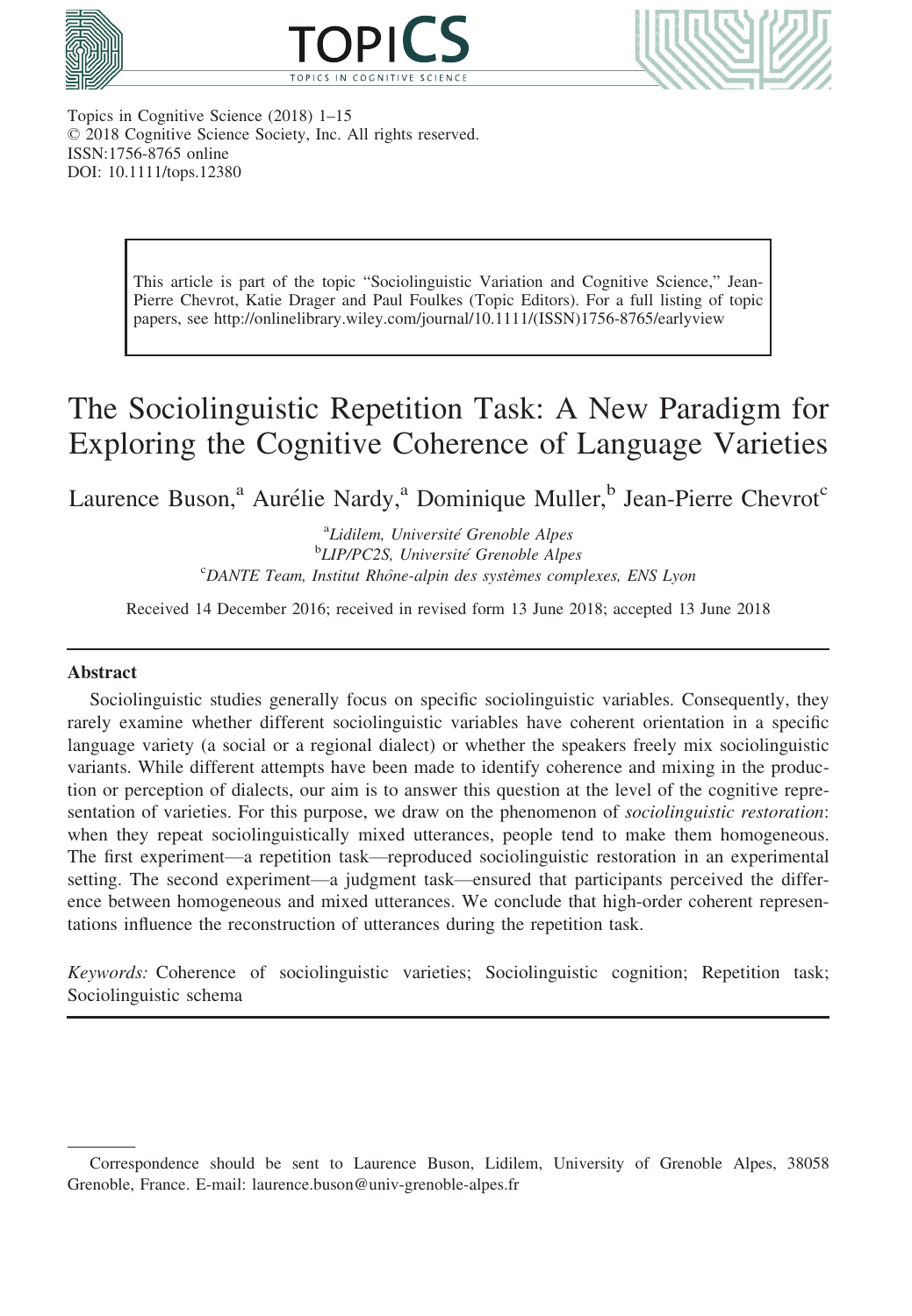Topics in Cognitive Science (2018) 1–15
© 2018 Cognitive Science Society, Inc. All rights reserved.
ISSN:1756-8765 online
DOI: 10.1111/tops.12380

This article is part of the topic "Sociolinguistic Variation and Cognitive Science," Jean-Pierre Chevrot, Katie Drager and Paul Foulkes (Topic Editors). For a full listing of topic papers, see http://onlinelibrary.wiley.com/journal/10.1111/(ISSN)1756-8765/earlyview

# The Sociolinguistic Repetition Task: A New Paradigm for Exploring the Cognitive Coherence of Language Varieties

Laurence Buson,[a] Aurélie Nardy,[a] Dominique Muller,[b] Jean-Pierre Chevrot[c]

[a]*Lidilem, Université Grenoble Alpes*
[b]*LIP/PC2S, Université Grenoble Alpes*
[c]*DANTE Team, Institut Rhône-alpin des systèmes complexes, ENS Lyon*

Received 14 December 2016; received in revised form 13 June 2018; accepted 13 June 2018

## Abstract

Sociolinguistic studies generally focus on specific sociolinguistic variables. Consequently, they rarely examine whether different sociolinguistic variables have coherent orientation in a specific language variety (a social or a regional dialect) or whether the speakers freely mix sociolinguistic variants. While different attempts have been made to identify coherence and mixing in the production or perception of dialects, our aim is to answer this question at the level of the cognitive representation of varieties. For this purpose, we draw on the phenomenon of *sociolinguistic restoration*: when they repeat sociolinguistically mixed utterances, people tend to make them homogeneous. The first experiment—a repetition task—reproduced sociolinguistic restoration in an experimental setting. The second experiment—a judgment task—ensured that participants perceived the difference between homogeneous and mixed utterances. We conclude that high-order coherent representations influence the reconstruction of utterances during the repetition task.

*Keywords:* Coherence of sociolinguistic varieties; Sociolinguistic cognition; Repetition task; Sociolinguistic schema

Correspondence should be sent to Laurence Buson, Lidilem, University of Grenoble Alpes, 38058 Grenoble, France. E-mail: laurence.buson@univ-grenoble-alpes.fr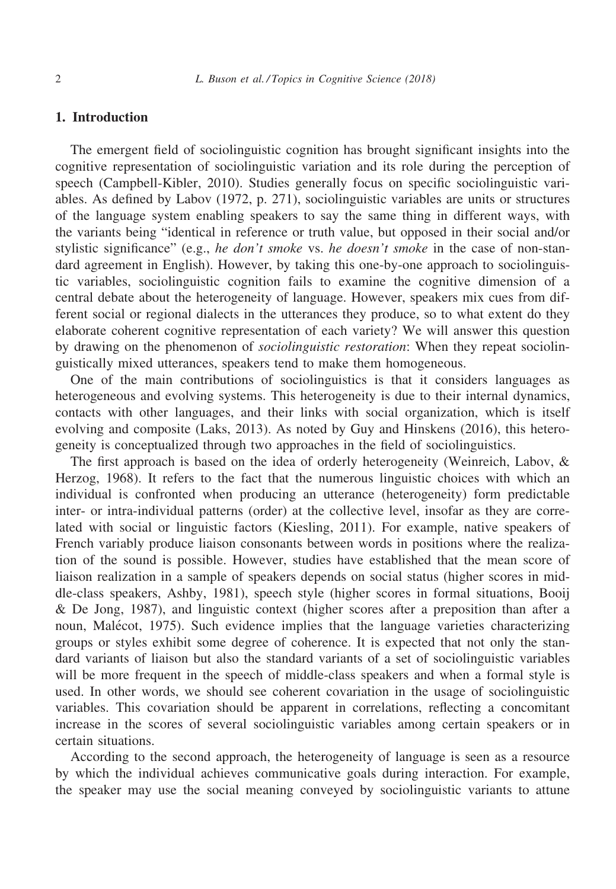## 1. Introduction

The emergent field of sociolinguistic cognition has brought significant insights into the cognitive representation of sociolinguistic variation and its role during the perception of speech (Campbell-Kibler, 2010). Studies generally focus on specific sociolinguistic variables. As defined by Labov (1972, p. 271), sociolinguistic variables are units or structures of the language system enabling speakers to say the same thing in different ways, with the variants being "identical in reference or truth value, but opposed in their social and/or stylistic significance" (e.g., *he don't smoke* vs. *he doesn't smoke* in the case of non-standard agreement in English). However, by taking this one-by-one approach to sociolinguistic variables, sociolinguistic cognition fails to examine the cognitive dimension of a central debate about the heterogeneity of language. However, speakers mix cues from different social or regional dialects in the utterances they produce, so to what extent do they elaborate coherent cognitive representation of each variety? We will answer this question by drawing on the phenomenon of *sociolinguistic restoration*: When they repeat sociolinguistically mixed utterances, speakers tend to make them homogeneous.

One of the main contributions of sociolinguistics is that it considers languages as heterogeneous and evolving systems. This heterogeneity is due to their internal dynamics, contacts with other languages, and their links with social organization, which is itself evolving and composite (Laks, 2013). As noted by Guy and Hinskens (2016), this heterogeneity is conceptualized through two approaches in the field of sociolinguistics.

The first approach is based on the idea of orderly heterogeneity (Weinreich, Labov, & Herzog, 1968). It refers to the fact that the numerous linguistic choices with which an individual is confronted when producing an utterance (heterogeneity) form predictable inter- or intra-individual patterns (order) at the collective level, insofar as they are correlated with social or linguistic factors (Kiesling, 2011). For example, native speakers of French variably produce liaison consonants between words in positions where the realization of the sound is possible. However, studies have established that the mean score of liaison realization in a sample of speakers depends on social status (higher scores in middle-class speakers, Ashby, 1981), speech style (higher scores in formal situations, Booij & De Jong, 1987), and linguistic context (higher scores after a preposition than after a noun, Malécot, 1975). Such evidence implies that the language varieties characterizing groups or styles exhibit some degree of coherence. It is expected that not only the standard variants of liaison but also the standard variants of a set of sociolinguistic variables will be more frequent in the speech of middle-class speakers and when a formal style is used. In other words, we should see coherent covariation in the usage of sociolinguistic variables. This covariation should be apparent in correlations, reflecting a concomitant increase in the scores of several sociolinguistic variables among certain speakers or in certain situations.

According to the second approach, the heterogeneity of language is seen as a resource by which the individual achieves communicative goals during interaction. For example, the speaker may use the social meaning conveyed by sociolinguistic variants to attune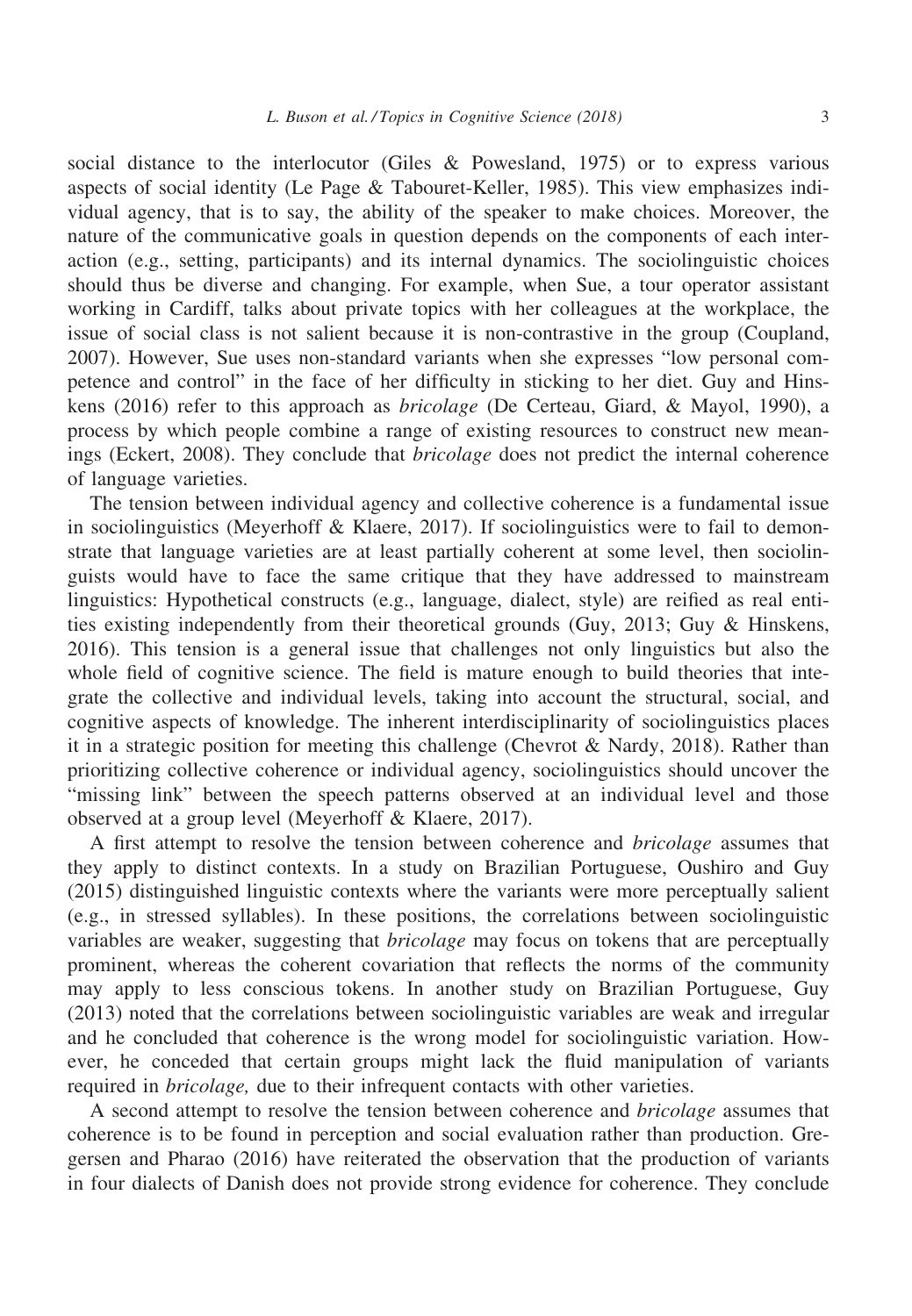social distance to the interlocutor (Giles & Powesland, 1975) or to express various aspects of social identity (Le Page & Tabouret-Keller, 1985). This view emphasizes individual agency, that is to say, the ability of the speaker to make choices. Moreover, the nature of the communicative goals in question depends on the components of each interaction (e.g., setting, participants) and its internal dynamics. The sociolinguistic choices should thus be diverse and changing. For example, when Sue, a tour operator assistant working in Cardiff, talks about private topics with her colleagues at the workplace, the issue of social class is not salient because it is non-contrastive in the group (Coupland, 2007). However, Sue uses non-standard variants when she expresses "low personal competence and control" in the face of her difficulty in sticking to her diet. Guy and Hinskens (2016) refer to this approach as *bricolage* (De Certeau, Giard, & Mayol, 1990), a process by which people combine a range of existing resources to construct new meanings (Eckert, 2008). They conclude that *bricolage* does not predict the internal coherence of language varieties.

The tension between individual agency and collective coherence is a fundamental issue in sociolinguistics (Meyerhoff & Klaere, 2017). If sociolinguistics were to fail to demonstrate that language varieties are at least partially coherent at some level, then sociolinguists would have to face the same critique that they have addressed to mainstream linguistics: Hypothetical constructs (e.g., language, dialect, style) are reified as real entities existing independently from their theoretical grounds (Guy, 2013; Guy & Hinskens, 2016). This tension is a general issue that challenges not only linguistics but also the whole field of cognitive science. The field is mature enough to build theories that integrate the collective and individual levels, taking into account the structural, social, and cognitive aspects of knowledge. The inherent interdisciplinarity of sociolinguistics places it in a strategic position for meeting this challenge (Chevrot & Nardy, 2018). Rather than prioritizing collective coherence or individual agency, sociolinguistics should uncover the "missing link" between the speech patterns observed at an individual level and those observed at a group level (Meyerhoff & Klaere, 2017).

A first attempt to resolve the tension between coherence and *bricolage* assumes that they apply to distinct contexts. In a study on Brazilian Portuguese, Oushiro and Guy (2015) distinguished linguistic contexts where the variants were more perceptually salient (e.g., in stressed syllables). In these positions, the correlations between sociolinguistic variables are weaker, suggesting that *bricolage* may focus on tokens that are perceptually prominent, whereas the coherent covariation that reflects the norms of the community may apply to less conscious tokens. In another study on Brazilian Portuguese, Guy (2013) noted that the correlations between sociolinguistic variables are weak and irregular and he concluded that coherence is the wrong model for sociolinguistic variation. However, he conceded that certain groups might lack the fluid manipulation of variants required in *bricolage,* due to their infrequent contacts with other varieties.

A second attempt to resolve the tension between coherence and *bricolage* assumes that coherence is to be found in perception and social evaluation rather than production. Gregersen and Pharao (2016) have reiterated the observation that the production of variants in four dialects of Danish does not provide strong evidence for coherence. They conclude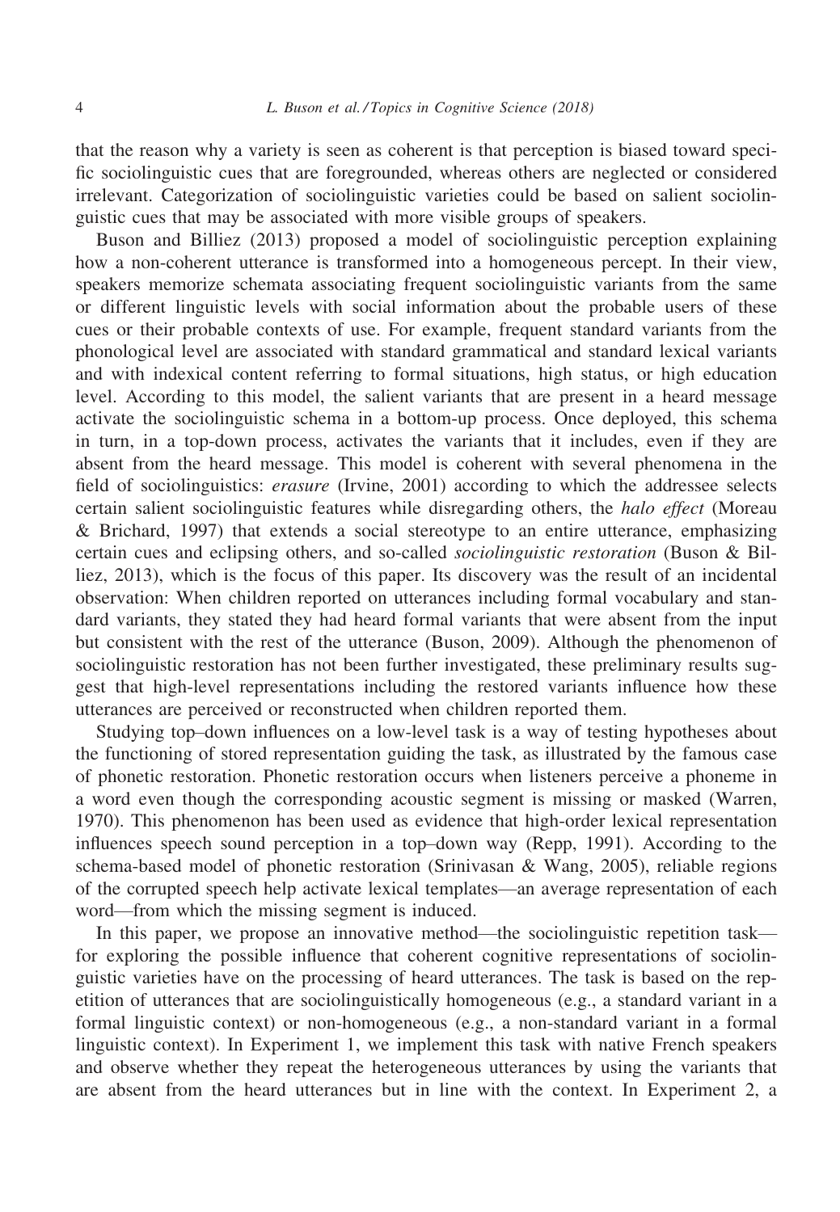that the reason why a variety is seen as coherent is that perception is biased toward specific sociolinguistic cues that are foregrounded, whereas others are neglected or considered irrelevant. Categorization of sociolinguistic varieties could be based on salient sociolinguistic cues that may be associated with more visible groups of speakers.

Buson and Billiez (2013) proposed a model of sociolinguistic perception explaining how a non-coherent utterance is transformed into a homogeneous percept. In their view, speakers memorize schemata associating frequent sociolinguistic variants from the same or different linguistic levels with social information about the probable users of these cues or their probable contexts of use. For example, frequent standard variants from the phonological level are associated with standard grammatical and standard lexical variants and with indexical content referring to formal situations, high status, or high education level. According to this model, the salient variants that are present in a heard message activate the sociolinguistic schema in a bottom-up process. Once deployed, this schema in turn, in a top-down process, activates the variants that it includes, even if they are absent from the heard message. This model is coherent with several phenomena in the field of sociolinguistics: *erasure* (Irvine, 2001) according to which the addressee selects certain salient sociolinguistic features while disregarding others, the *halo effect* (Moreau & Brichard, 1997) that extends a social stereotype to an entire utterance, emphasizing certain cues and eclipsing others, and so-called *sociolinguistic restoration* (Buson & Billiez, 2013), which is the focus of this paper. Its discovery was the result of an incidental observation: When children reported on utterances including formal vocabulary and standard variants, they stated they had heard formal variants that were absent from the input but consistent with the rest of the utterance (Buson, 2009). Although the phenomenon of sociolinguistic restoration has not been further investigated, these preliminary results suggest that high-level representations including the restored variants influence how these utterances are perceived or reconstructed when children reported them.

Studying top–down influences on a low-level task is a way of testing hypotheses about the functioning of stored representation guiding the task, as illustrated by the famous case of phonetic restoration. Phonetic restoration occurs when listeners perceive a phoneme in a word even though the corresponding acoustic segment is missing or masked (Warren, 1970). This phenomenon has been used as evidence that high-order lexical representation influences speech sound perception in a top–down way (Repp, 1991). According to the schema-based model of phonetic restoration (Srinivasan & Wang, 2005), reliable regions of the corrupted speech help activate lexical templates—an average representation of each word—from which the missing segment is induced.

In this paper, we propose an innovative method—the sociolinguistic repetition task—for exploring the possible influence that coherent cognitive representations of sociolinguistic varieties have on the processing of heard utterances. The task is based on the repetition of utterances that are sociolinguistically homogeneous (e.g., a standard variant in a formal linguistic context) or non-homogeneous (e.g., a non-standard variant in a formal linguistic context). In Experiment 1, we implement this task with native French speakers and observe whether they repeat the heterogeneous utterances by using the variants that are absent from the heard utterances but in line with the context. In Experiment 2, a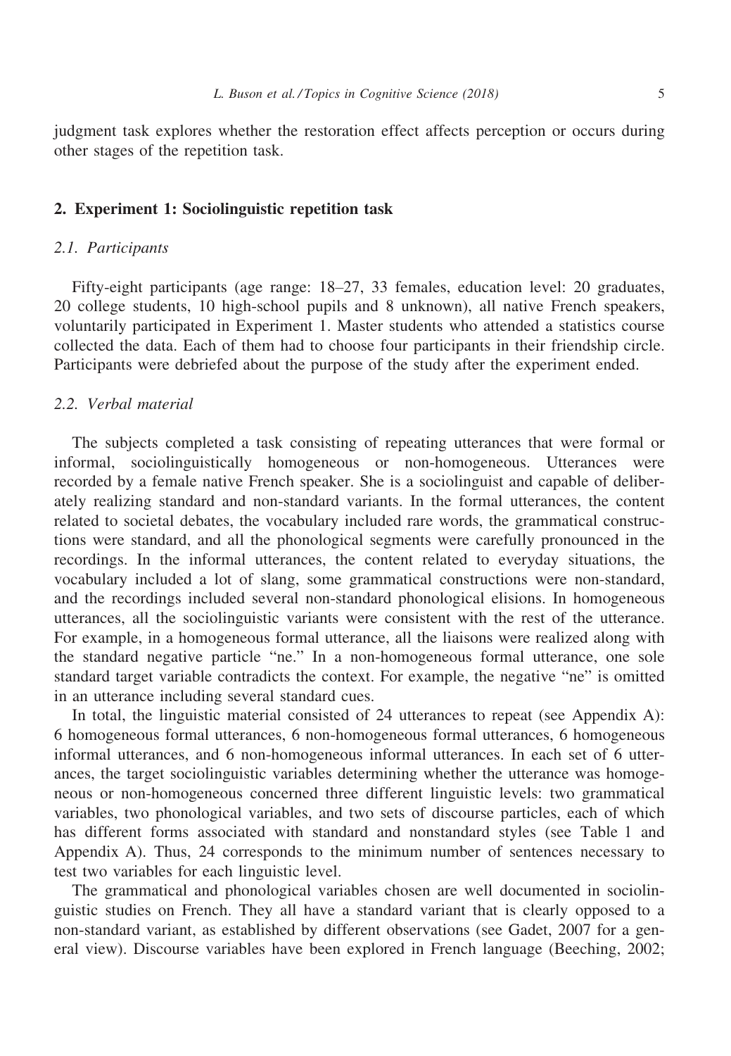judgment task explores whether the restoration effect affects perception or occurs during other stages of the repetition task.

## 2. Experiment 1: Sociolinguistic repetition task

### 2.1. Participants

Fifty-eight participants (age range: 18–27, 33 females, education level: 20 graduates, 20 college students, 10 high-school pupils and 8 unknown), all native French speakers, voluntarily participated in Experiment 1. Master students who attended a statistics course collected the data. Each of them had to choose four participants in their friendship circle. Participants were debriefed about the purpose of the study after the experiment ended.

### 2.2. Verbal material

The subjects completed a task consisting of repeating utterances that were formal or informal, sociolinguistically homogeneous or non-homogeneous. Utterances were recorded by a female native French speaker. She is a sociolinguist and capable of deliberately realizing standard and non-standard variants. In the formal utterances, the content related to societal debates, the vocabulary included rare words, the grammatical constructions were standard, and all the phonological segments were carefully pronounced in the recordings. In the informal utterances, the content related to everyday situations, the vocabulary included a lot of slang, some grammatical constructions were non-standard, and the recordings included several non-standard phonological elisions. In homogeneous utterances, all the sociolinguistic variants were consistent with the rest of the utterance. For example, in a homogeneous formal utterance, all the liaisons were realized along with the standard negative particle "ne." In a non-homogeneous formal utterance, one sole standard target variable contradicts the context. For example, the negative "ne" is omitted in an utterance including several standard cues.

In total, the linguistic material consisted of 24 utterances to repeat (see Appendix A): 6 homogeneous formal utterances, 6 non-homogeneous formal utterances, 6 homogeneous informal utterances, and 6 non-homogeneous informal utterances. In each set of 6 utterances, the target sociolinguistic variables determining whether the utterance was homogeneous or non-homogeneous concerned three different linguistic levels: two grammatical variables, two phonological variables, and two sets of discourse particles, each of which has different forms associated with standard and nonstandard styles (see Table 1 and Appendix A). Thus, 24 corresponds to the minimum number of sentences necessary to test two variables for each linguistic level.

The grammatical and phonological variables chosen are well documented in sociolinguistic studies on French. They all have a standard variant that is clearly opposed to a non-standard variant, as established by different observations (see Gadet, 2007 for a general view). Discourse variables have been explored in French language (Beeching, 2002;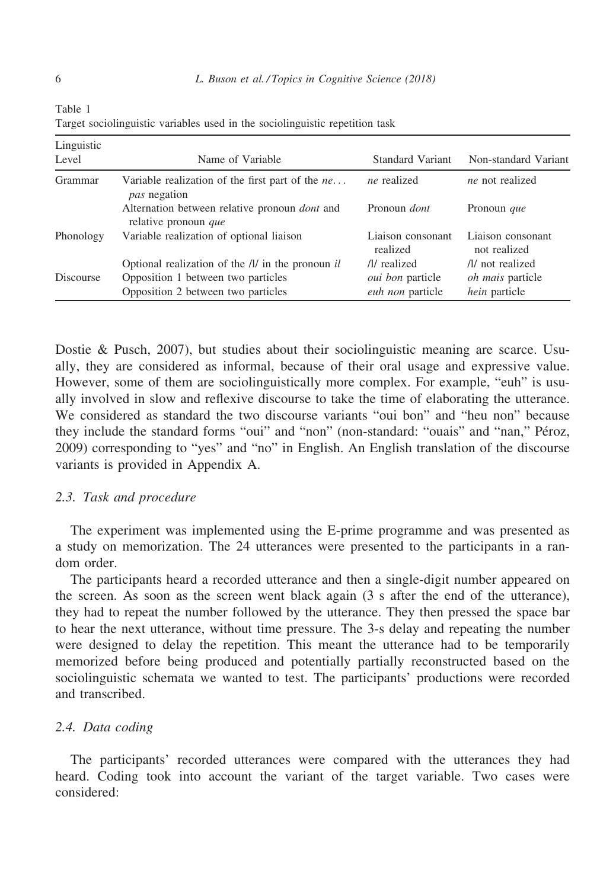Table 1
Target sociolinguistic variables used in the sociolinguistic repetition task

| Linguistic Level | Name of Variable | Standard Variant | Non-standard Variant |
|---|---|---|---|
| Grammar | Variable realization of the first part of the *ne… pas* negation | *ne* realized | *ne* not realized |
| | Alternation between relative pronoun *dont* and relative pronoun *que* | Pronoun *dont* | Pronoun *que* |
| Phonology | Variable realization of optional liaison | Liaison consonant realized | Liaison consonant not realized |
| | Optional realization of the /l/ in the pronoun *il* | /l/ realized | /l/ not realized |
| Discourse | Opposition 1 between two particles | *oui bon* particle | *oh mais* particle |
| | Opposition 2 between two particles | *euh non* particle | *hein* particle |

Dostie & Pusch, 2007), but studies about their sociolinguistic meaning are scarce. Usually, they are considered as informal, because of their oral usage and expressive value. However, some of them are sociolinguistically more complex. For example, "euh" is usually involved in slow and reflexive discourse to take the time of elaborating the utterance. We considered as standard the two discourse variants "oui bon" and "heu non" because they include the standard forms "oui" and "non" (non-standard: "ouais" and "nan," Péroz, 2009) corresponding to "yes" and "no" in English. An English translation of the discourse variants is provided in Appendix A.

### 2.3. Task and procedure

The experiment was implemented using the E-prime programme and was presented as a study on memorization. The 24 utterances were presented to the participants in a random order.

The participants heard a recorded utterance and then a single-digit number appeared on the screen. As soon as the screen went black again (3 s after the end of the utterance), they had to repeat the number followed by the utterance. They then pressed the space bar to hear the next utterance, without time pressure. The 3-s delay and repeating the number were designed to delay the repetition. This meant the utterance had to be temporarily memorized before being produced and potentially partially reconstructed based on the sociolinguistic schemata we wanted to test. The participants' productions were recorded and transcribed.

### 2.4. Data coding

The participants' recorded utterances were compared with the utterances they had heard. Coding took into account the variant of the target variable. Two cases were considered: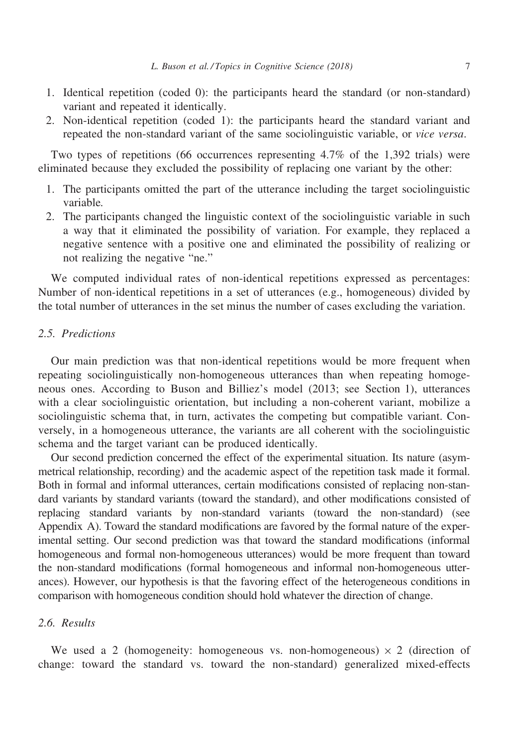1. Identical repetition (coded 0): the participants heard the standard (or non-standard) variant and repeated it identically.
2. Non-identical repetition (coded 1): the participants heard the standard variant and repeated the non-standard variant of the same sociolinguistic variable, or *vice versa*.

Two types of repetitions (66 occurrences representing 4.7% of the 1,392 trials) were eliminated because they excluded the possibility of replacing one variant by the other:

1. The participants omitted the part of the utterance including the target sociolinguistic variable.
2. The participants changed the linguistic context of the sociolinguistic variable in such a way that it eliminated the possibility of variation. For example, they replaced a negative sentence with a positive one and eliminated the possibility of realizing or not realizing the negative "ne."

We computed individual rates of non-identical repetitions expressed as percentages: Number of non-identical repetitions in a set of utterances (e.g., homogeneous) divided by the total number of utterances in the set minus the number of cases excluding the variation.

### 2.5. Predictions

Our main prediction was that non-identical repetitions would be more frequent when repeating sociolinguistically non-homogeneous utterances than when repeating homogeneous ones. According to Buson and Billiez's model (2013; see Section 1), utterances with a clear sociolinguistic orientation, but including a non-coherent variant, mobilize a sociolinguistic schema that, in turn, activates the competing but compatible variant. Conversely, in a homogeneous utterance, the variants are all coherent with the sociolinguistic schema and the target variant can be produced identically.

Our second prediction concerned the effect of the experimental situation. Its nature (asymmetrical relationship, recording) and the academic aspect of the repetition task made it formal. Both in formal and informal utterances, certain modifications consisted of replacing non-standard variants by standard variants (toward the standard), and other modifications consisted of replacing standard variants by non-standard variants (toward the non-standard) (see Appendix A). Toward the standard modifications are favored by the formal nature of the experimental setting. Our second prediction was that toward the standard modifications (informal homogeneous and formal non-homogeneous utterances) would be more frequent than toward the non-standard modifications (formal homogeneous and informal non-homogeneous utterances). However, our hypothesis is that the favoring effect of the heterogeneous conditions in comparison with homogeneous condition should hold whatever the direction of change.

### 2.6. Results

We used a 2 (homogeneity: homogeneous vs. non-homogeneous) × 2 (direction of change: toward the standard vs. toward the non-standard) generalized mixed-effects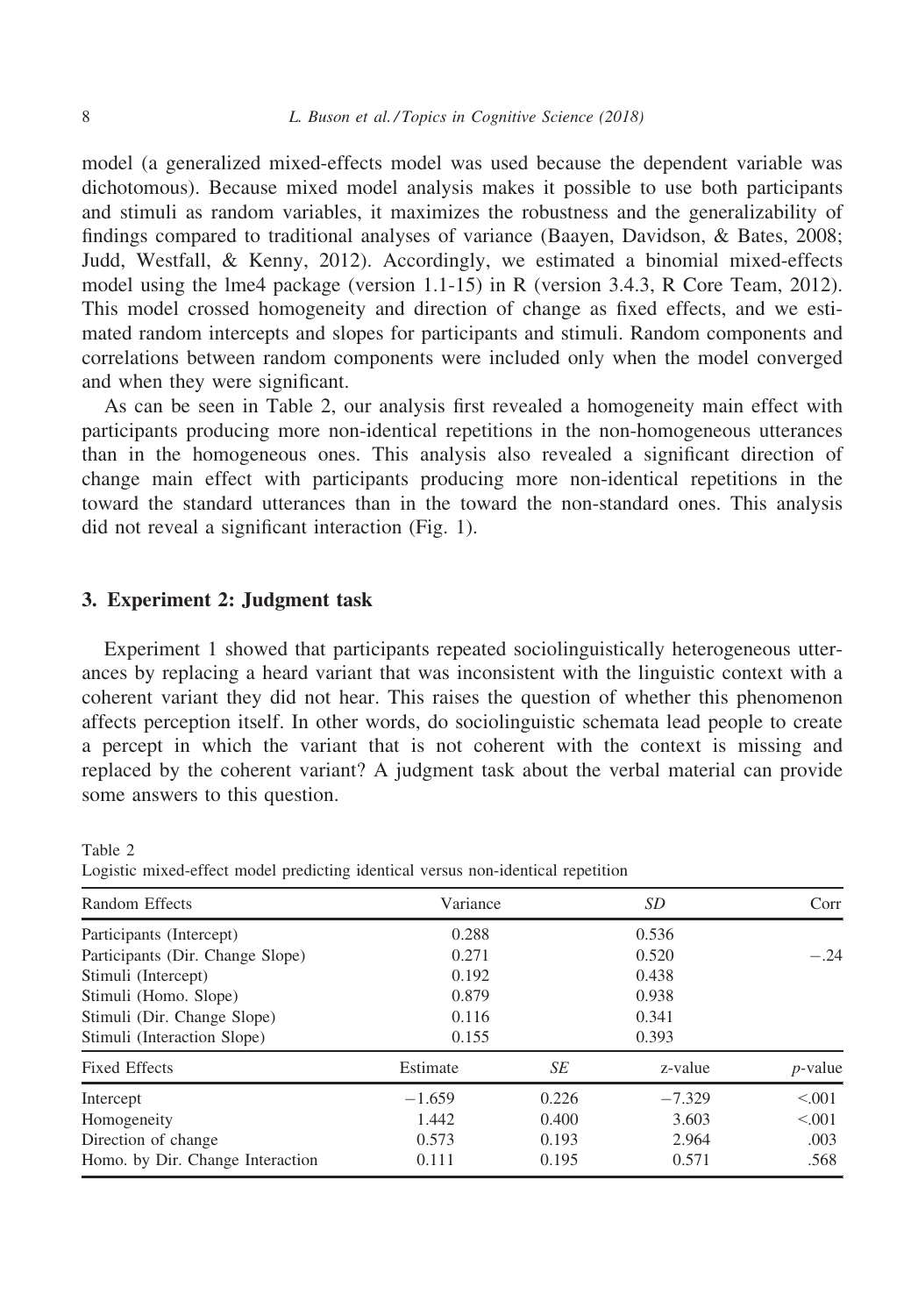model (a generalized mixed-effects model was used because the dependent variable was dichotomous). Because mixed model analysis makes it possible to use both participants and stimuli as random variables, it maximizes the robustness and the generalizability of findings compared to traditional analyses of variance (Baayen, Davidson, & Bates, 2008; Judd, Westfall, & Kenny, 2012). Accordingly, we estimated a binomial mixed-effects model using the lme4 package (version 1.1-15) in R (version 3.4.3, R Core Team, 2012). This model crossed homogeneity and direction of change as fixed effects, and we estimated random intercepts and slopes for participants and stimuli. Random components and correlations between random components were included only when the model converged and when they were significant.

As can be seen in Table 2, our analysis first revealed a homogeneity main effect with participants producing more non-identical repetitions in the non-homogeneous utterances than in the homogeneous ones. This analysis also revealed a significant direction of change main effect with participants producing more non-identical repetitions in the toward the standard utterances than in the toward the non-standard ones. This analysis did not reveal a significant interaction (Fig. 1).

## 3. Experiment 2: Judgment task

Experiment 1 showed that participants repeated sociolinguistically heterogeneous utterances by replacing a heard variant that was inconsistent with the linguistic context with a coherent variant they did not hear. This raises the question of whether this phenomenon affects perception itself. In other words, do sociolinguistic schemata lead people to create a percept in which the variant that is not coherent with the context is missing and replaced by the coherent variant? A judgment task about the verbal material can provide some answers to this question.

Table 2
Logistic mixed-effect model predicting identical versus non-identical repetition

| Random Effects | Variance | | *SD* | Corr |
|---|---|---|---|---|
| Participants (Intercept) | 0.288 | | 0.536 | |
| Participants (Dir. Change Slope) | 0.271 | | 0.520 | −.24 |
| Stimuli (Intercept) | 0.192 | | 0.438 | |
| Stimuli (Homo. Slope) | 0.879 | | 0.938 | |
| Stimuli (Dir. Change Slope) | 0.116 | | 0.341 | |
| Stimuli (Interaction Slope) | 0.155 | | 0.393 | |
| **Fixed Effects** | **Estimate** | ***SE*** | **z-value** | ***p*-value** |
| Intercept | −1.659 | 0.226 | −7.329 | <.001 |
| Homogeneity | 1.442 | 0.400 | 3.603 | <.001 |
| Direction of change | 0.573 | 0.193 | 2.964 | .003 |
| Homo. by Dir. Change Interaction | 0.111 | 0.195 | 0.571 | .568 |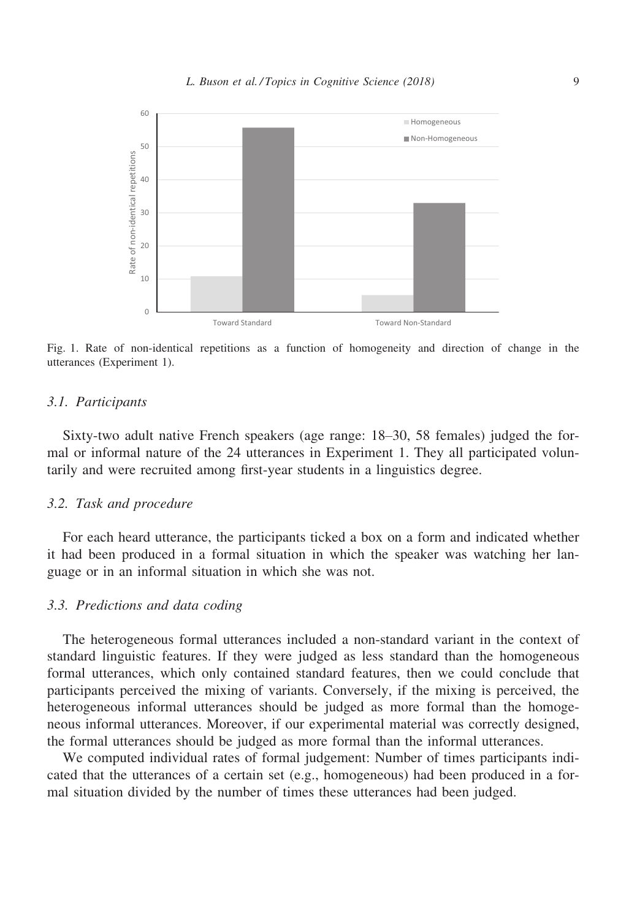Fig. 1. Rate of non-identical repetitions as a function of homogeneity and direction of change in the utterances (Experiment 1).

### 3.1. Participants

Sixty-two adult native French speakers (age range: 18–30, 58 females) judged the formal or informal nature of the 24 utterances in Experiment 1. They all participated voluntarily and were recruited among first-year students in a linguistics degree.

### 3.2. Task and procedure

For each heard utterance, the participants ticked a box on a form and indicated whether it had been produced in a formal situation in which the speaker was watching her language or in an informal situation in which she was not.

### 3.3. Predictions and data coding

The heterogeneous formal utterances included a non-standard variant in the context of standard linguistic features. If they were judged as less standard than the homogeneous formal utterances, which only contained standard features, then we could conclude that participants perceived the mixing of variants. Conversely, if the mixing is perceived, the heterogeneous informal utterances should be judged as more formal than the homogeneous informal utterances. Moreover, if our experimental material was correctly designed, the formal utterances should be judged as more formal than the informal utterances.

We computed individual rates of formal judgement: Number of times participants indicated that the utterances of a certain set (e.g., homogeneous) had been produced in a formal situation divided by the number of times these utterances had been judged.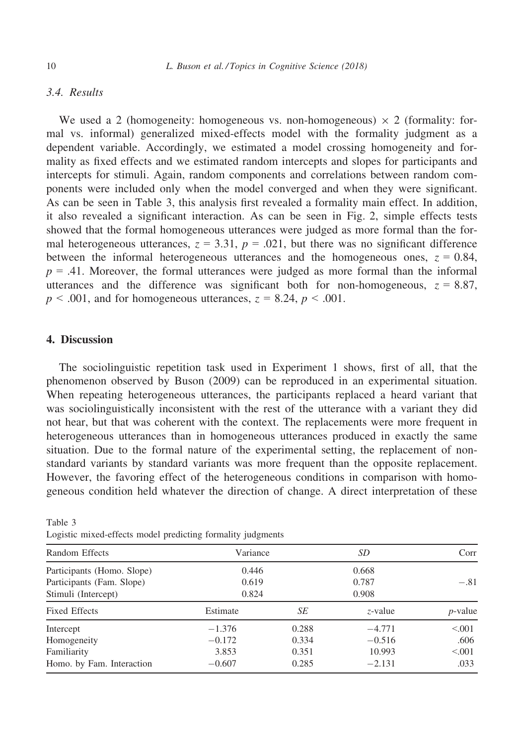### 3.4. Results

We used a 2 (homogeneity: homogeneous vs. non-homogeneous) × 2 (formality: formal vs. informal) generalized mixed-effects model with the formality judgment as a dependent variable. Accordingly, we estimated a model crossing homogeneity and formality as fixed effects and we estimated random intercepts and slopes for participants and intercepts for stimuli. Again, random components and correlations between random components were included only when the model converged and when they were significant. As can be seen in Table 3, this analysis first revealed a formality main effect. In addition, it also revealed a significant interaction. As can be seen in Fig. 2, simple effects tests showed that the formal homogeneous utterances were judged as more formal than the formal heterogeneous utterances, $z = 3.31$, $p = .021$, but there was no significant difference between the informal heterogeneous utterances and the homogeneous ones, $z = 0.84$, $p = .41$. Moreover, the formal utterances were judged as more formal than the informal utterances and the difference was significant both for non-homogeneous, $z = 8.87$, $p < .001$, and for homogeneous utterances, $z = 8.24$, $p < .001$.

## 4. Discussion

The sociolinguistic repetition task used in Experiment 1 shows, first of all, that the phenomenon observed by Buson (2009) can be reproduced in an experimental situation. When repeating heterogeneous utterances, the participants replaced a heard variant that was sociolinguistically inconsistent with the rest of the utterance with a variant they did not hear, but that was coherent with the context. The replacements were more frequent in heterogeneous utterances than in homogeneous utterances produced in exactly the same situation. Due to the formal nature of the experimental setting, the replacement of non-standard variants by standard variants was more frequent than the opposite replacement. However, the favoring effect of the heterogeneous conditions in comparison with homogeneous condition held whatever the direction of change. A direct interpretation of these

Table 3
Logistic mixed-effects model predicting formality judgments

| Random Effects | Variance | | *SD* | Corr |
|---|---|---|---|---|
| Participants (Homo. Slope) | 0.446 | | 0.668 | |
| Participants (Fam. Slope) | 0.619 | | 0.787 | −.81 |
| Stimuli (Intercept) | 0.824 | | 0.908 | |
| **Fixed Effects** | **Estimate** | ***SE*** | ***z*-value** | ***p*-value** |
| Intercept | −1.376 | 0.288 | −4.771 | <.001 |
| Homogeneity | −0.172 | 0.334 | −0.516 | .606 |
| Familiarity | 3.853 | 0.351 | 10.993 | <.001 |
| Homo. by Fam. Interaction | −0.607 | 0.285 | −2.131 | .033 |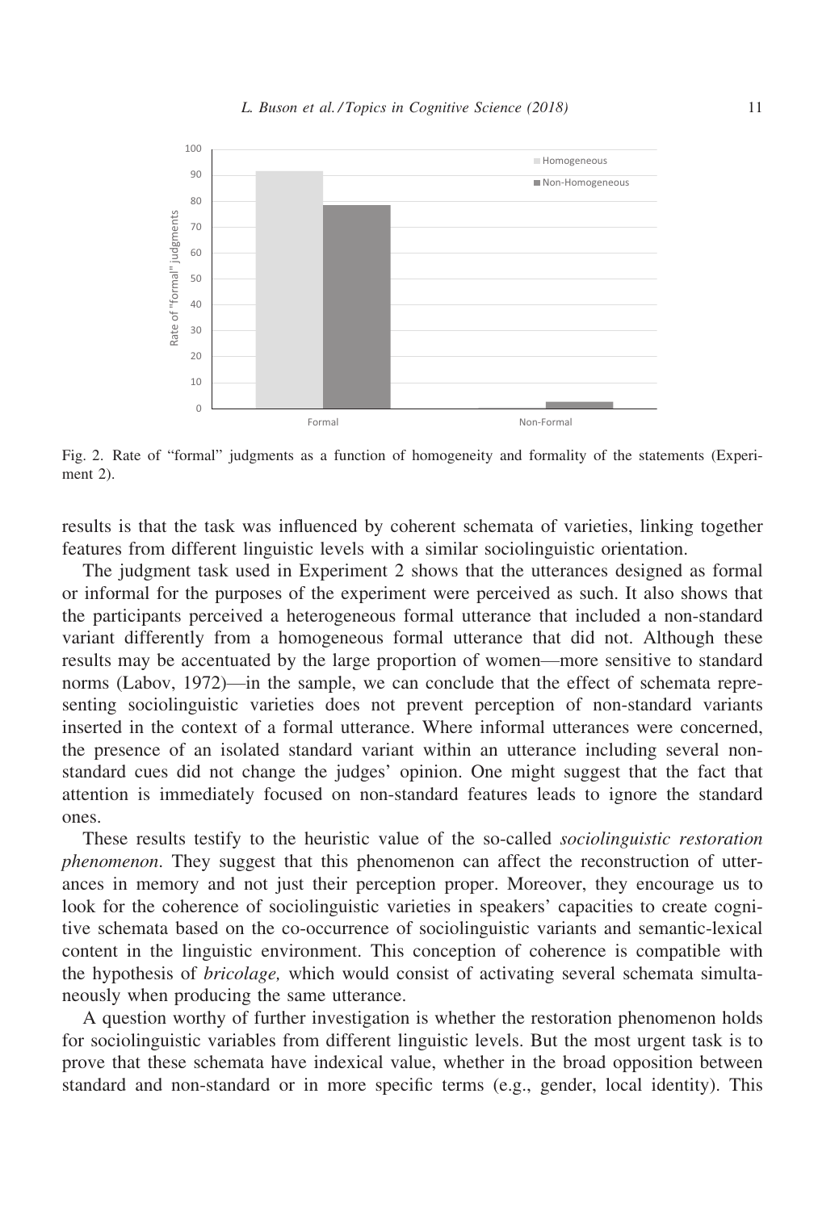Fig. 2. Rate of "formal" judgments as a function of homogeneity and formality of the statements (Experiment 2).

results is that the task was influenced by coherent schemata of varieties, linking together features from different linguistic levels with a similar sociolinguistic orientation.

The judgment task used in Experiment 2 shows that the utterances designed as formal or informal for the purposes of the experiment were perceived as such. It also shows that the participants perceived a heterogeneous formal utterance that included a non-standard variant differently from a homogeneous formal utterance that did not. Although these results may be accentuated by the large proportion of women—more sensitive to standard norms (Labov, 1972)—in the sample, we can conclude that the effect of schemata representing sociolinguistic varieties does not prevent perception of non-standard variants inserted in the context of a formal utterance. Where informal utterances were concerned, the presence of an isolated standard variant within an utterance including several non-standard cues did not change the judges' opinion. One might suggest that the fact that attention is immediately focused on non-standard features leads to ignore the standard ones.

These results testify to the heuristic value of the so-called *sociolinguistic restoration phenomenon*. They suggest that this phenomenon can affect the reconstruction of utterances in memory and not just their perception proper. Moreover, they encourage us to look for the coherence of sociolinguistic varieties in speakers' capacities to create cognitive schemata based on the co-occurrence of sociolinguistic variants and semantic-lexical content in the linguistic environment. This conception of coherence is compatible with the hypothesis of *bricolage,* which would consist of activating several schemata simultaneously when producing the same utterance.

A question worthy of further investigation is whether the restoration phenomenon holds for sociolinguistic variables from different linguistic levels. But the most urgent task is to prove that these schemata have indexical value, whether in the broad opposition between standard and non-standard or in more specific terms (e.g., gender, local identity). This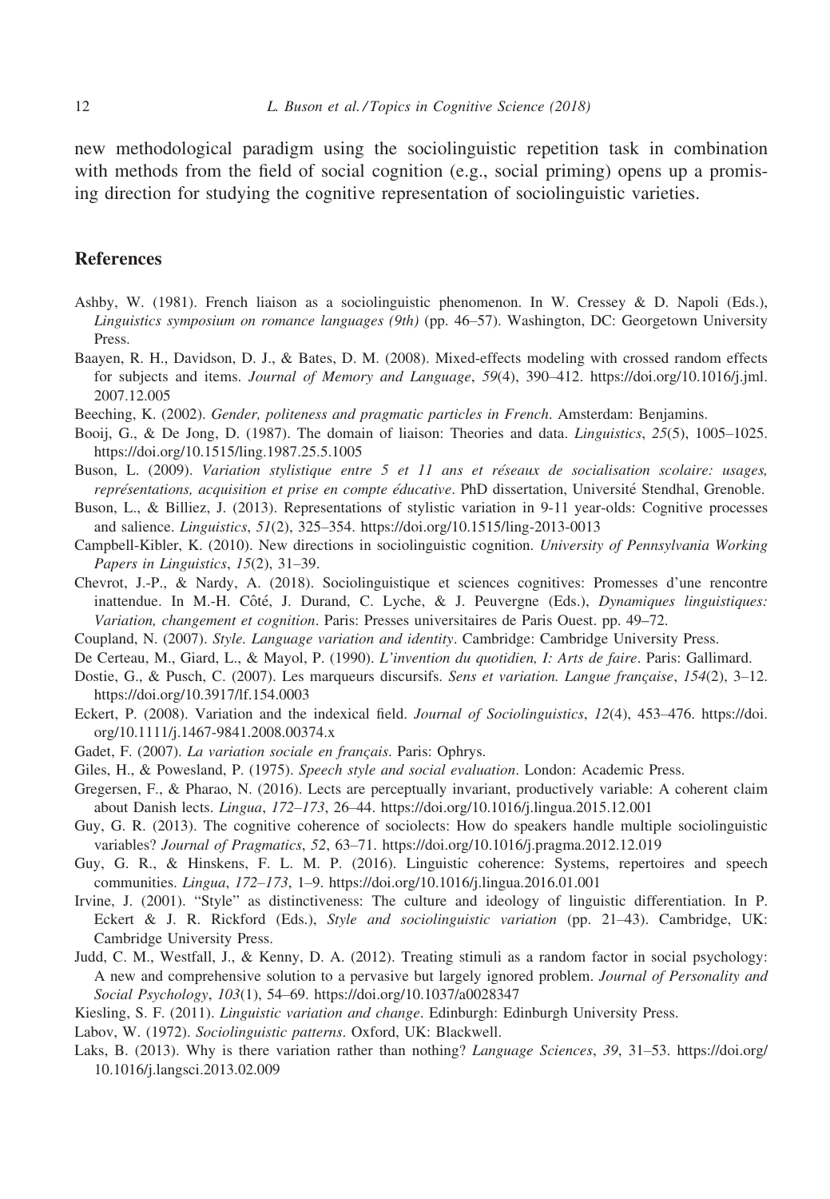new methodological paradigm using the sociolinguistic repetition task in combination with methods from the field of social cognition (e.g., social priming) opens up a promising direction for studying the cognitive representation of sociolinguistic varieties.

## References

Ashby, W. (1981). French liaison as a sociolinguistic phenomenon. In W. Cressey & D. Napoli (Eds.), *Linguistics symposium on romance languages (9th)* (pp. 46–57). Washington, DC: Georgetown University Press.

Baayen, R. H., Davidson, D. J., & Bates, D. M. (2008). Mixed-effects modeling with crossed random effects for subjects and items. *Journal of Memory and Language*, *59*(4), 390–412. https://doi.org/10.1016/j.jml.2007.12.005

Beeching, K. (2002). *Gender, politeness and pragmatic particles in French*. Amsterdam: Benjamins.

Booij, G., & De Jong, D. (1987). The domain of liaison: Theories and data. *Linguistics*, *25*(5), 1005–1025. https://doi.org/10.1515/ling.1987.25.5.1005

Buson, L. (2009). *Variation stylistique entre 5 et 11 ans et réseaux de socialisation scolaire: usages, représentations, acquisition et prise en compte éducative*. PhD dissertation, Université Stendhal, Grenoble.

Buson, L., & Billiez, J. (2013). Representations of stylistic variation in 9-11 year-olds: Cognitive processes and salience. *Linguistics*, *51*(2), 325–354. https://doi.org/10.1515/ling-2013-0013

Campbell-Kibler, K. (2010). New directions in sociolinguistic cognition. *University of Pennsylvania Working Papers in Linguistics*, *15*(2), 31–39.

Chevrot, J.-P., & Nardy, A. (2018). Sociolinguistique et sciences cognitives: Promesses d'une rencontre inattendue. In M.-H. Côté, J. Durand, C. Lyche, & J. Peuvergne (Eds.), *Dynamiques linguistiques: Variation, changement et cognition*. Paris: Presses universitaires de Paris Ouest. pp. 49–72.

Coupland, N. (2007). *Style. Language variation and identity*. Cambridge: Cambridge University Press.

De Certeau, M., Giard, L., & Mayol, P. (1990). *L'invention du quotidien, I: Arts de faire*. Paris: Gallimard.

Dostie, G., & Pusch, C. (2007). Les marqueurs discursifs. *Sens et variation. Langue française*, *154*(2), 3–12. https://doi.org/10.3917/lf.154.0003

Eckert, P. (2008). Variation and the indexical field. *Journal of Sociolinguistics*, *12*(4), 453–476. https://doi.org/10.1111/j.1467-9841.2008.00374.x

Gadet, F. (2007). *La variation sociale en français*. Paris: Ophrys.

Giles, H., & Powesland, P. (1975). *Speech style and social evaluation*. London: Academic Press.

Gregersen, F., & Pharao, N. (2016). Lects are perceptually invariant, productively variable: A coherent claim about Danish lects. *Lingua*, *172–173*, 26–44. https://doi.org/10.1016/j.lingua.2015.12.001

Guy, G. R. (2013). The cognitive coherence of sociolects: How do speakers handle multiple sociolinguistic variables? *Journal of Pragmatics*, *52*, 63–71. https://doi.org/10.1016/j.pragma.2012.12.019

Guy, G. R., & Hinskens, F. L. M. P. (2016). Linguistic coherence: Systems, repertoires and speech communities. *Lingua*, *172–173*, 1–9. https://doi.org/10.1016/j.lingua.2016.01.001

Irvine, J. (2001). "Style" as distinctiveness: The culture and ideology of linguistic differentiation. In P. Eckert & J. R. Rickford (Eds.), *Style and sociolinguistic variation* (pp. 21–43). Cambridge, UK: Cambridge University Press.

Judd, C. M., Westfall, J., & Kenny, D. A. (2012). Treating stimuli as a random factor in social psychology: A new and comprehensive solution to a pervasive but largely ignored problem. *Journal of Personality and Social Psychology*, *103*(1), 54–69. https://doi.org/10.1037/a0028347

Kiesling, S. F. (2011). *Linguistic variation and change*. Edinburgh: Edinburgh University Press.

Labov, W. (1972). *Sociolinguistic patterns*. Oxford, UK: Blackwell.

Laks, B. (2013). Why is there variation rather than nothing? *Language Sciences*, *39*, 31–53. https://doi.org/10.1016/j.langsci.2013.02.009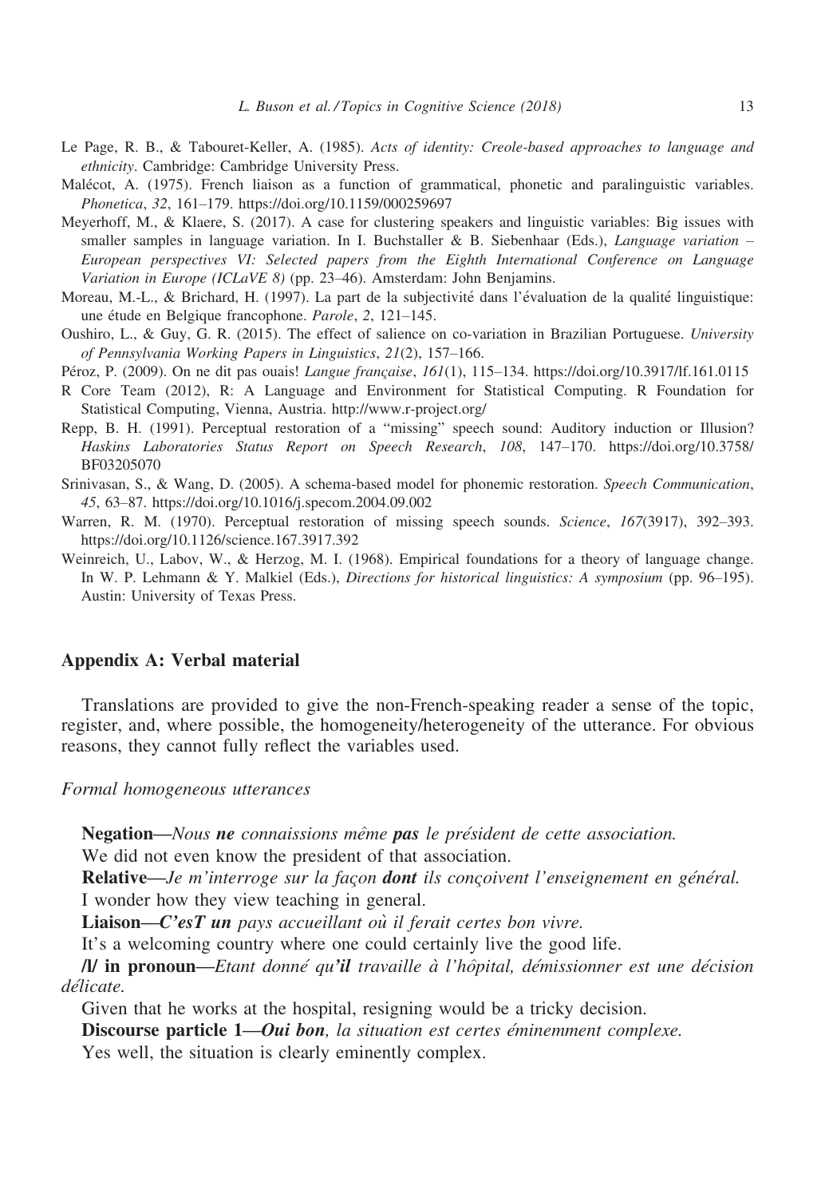Le Page, R. B., & Tabouret-Keller, A. (1985). *Acts of identity: Creole-based approaches to language and ethnicity*. Cambridge: Cambridge University Press.

Malécot, A. (1975). French liaison as a function of grammatical, phonetic and paralinguistic variables. *Phonetica*, *32*, 161–179. https://doi.org/10.1159/000259697

Meyerhoff, M., & Klaere, S. (2017). A case for clustering speakers and linguistic variables: Big issues with smaller samples in language variation. In I. Buchstaller & B. Siebenhaar (Eds.), *Language variation – European perspectives VI: Selected papers from the Eighth International Conference on Language Variation in Europe (ICLaVE 8)* (pp. 23–46). Amsterdam: John Benjamins.

Moreau, M.-L., & Brichard, H. (1997). La part de la subjectivité dans l'évaluation de la qualité linguistique: une étude en Belgique francophone. *Parole*, *2*, 121–145.

Oushiro, L., & Guy, G. R. (2015). The effect of salience on co-variation in Brazilian Portuguese. *University of Pennsylvania Working Papers in Linguistics*, *21*(2), 157–166.

Péroz, P. (2009). On ne dit pas ouais! *Langue française*, *161*(1), 115–134. https://doi.org/10.3917/lf.161.0115

R Core Team (2012), R: A Language and Environment for Statistical Computing. R Foundation for Statistical Computing, Vienna, Austria. http://www.r-project.org/

Repp, B. H. (1991). Perceptual restoration of a "missing" speech sound: Auditory induction or Illusion? *Haskins Laboratories Status Report on Speech Research*, *108*, 147–170. https://doi.org/10.3758/BF03205070

Srinivasan, S., & Wang, D. (2005). A schema-based model for phonemic restoration. *Speech Communication*, *45*, 63–87. https://doi.org/10.1016/j.specom.2004.09.002

Warren, R. M. (1970). Perceptual restoration of missing speech sounds. *Science*, *167*(3917), 392–393. https://doi.org/10.1126/science.167.3917.392

Weinreich, U., Labov, W., & Herzog, M. I. (1968). Empirical foundations for a theory of language change. In W. P. Lehmann & Y. Malkiel (Eds.), *Directions for historical linguistics: A symposium* (pp. 96–195). Austin: University of Texas Press.

## Appendix A: Verbal material

Translations are provided to give the non-French-speaking reader a sense of the topic, register, and, where possible, the homogeneity/heterogeneity of the utterance. For obvious reasons, they cannot fully reflect the variables used.

*Formal homogeneous utterances*

**Negation**—*Nous **ne** connaissions même **pas** le président de cette association.*

We did not even know the president of that association.

**Relative**—*Je m'interroge sur la façon **dont** ils conçoivent l'enseignement en général.*

I wonder how they view teaching in general.

**Liaison**—***C'esT un*** *pays accueillant où il ferait certes bon vivre.*

It's a welcoming country where one could certainly live the good life.

**/l/ in pronoun**—*Etant donné qu'**il** travaille à l'hôpital, démissionner est une décision délicate.*

Given that he works at the hospital, resigning would be a tricky decision.

**Discourse particle 1**—***Oui bon****, la situation est certes éminemment complexe.*

Yes well, the situation is clearly eminently complex.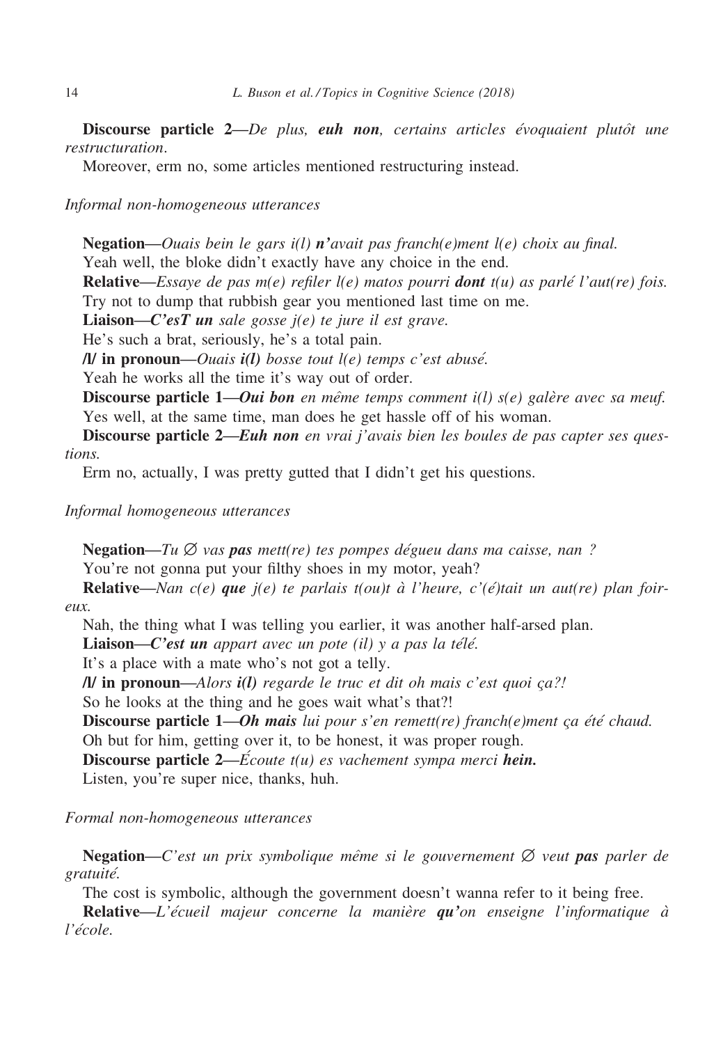**Discourse particle 2**—*De plus, **euh non**, certains articles évoquaient plutôt une restructuration.*

Moreover, erm no, some articles mentioned restructuring instead.

*Informal non-homogeneous utterances*

**Negation**—*Ouais bein le gars i(l) **n'**avait pas franch(e)ment l(e) choix au final.*

Yeah well, the bloke didn't exactly have any choice in the end.

**Relative**—*Essaye de pas m(e) refiler l(e) matos pourri **dont** t(u) as parlé l'aut(re) fois.*

Try not to dump that rubbish gear you mentioned last time on me.

**Liaison**—***C'esT un** sale gosse j(e) te jure il est grave.*

He's such a brat, seriously, he's a total pain.

**/l/ in pronoun**—*Ouais **i(l)** bosse tout l(e) temps c'est abusé.*

Yeah he works all the time it's way out of order.

**Discourse particle 1**—***Oui bon** en même temps comment i(l) s(e) galère avec sa meuf.*

Yes well, at the same time, man does he get hassle off of his woman.

**Discourse particle 2**—***Euh non** en vrai j'avais bien les boules de pas capter ses questions.*

Erm no, actually, I was pretty gutted that I didn't get his questions.

*Informal homogeneous utterances*

**Negation**—*Tu ∅ vas **pas** mett(re) tes pompes dégueu dans ma caisse, nan ?*

You're not gonna put your filthy shoes in my motor, yeah?

**Relative**—*Nan c(e) **que** j(e) te parlais t(ou)t à l'heure, c'(é)tait un aut(re) plan foireux.*

Nah, the thing what I was telling you earlier, it was another half-arsed plan.

**Liaison**—***C'est un** appart avec un pote (il) y a pas la télé.*

It's a place with a mate who's not got a telly.

**/l/ in pronoun**—*Alors **i(l)** regarde le truc et dit oh mais c'est quoi ça?!*

So he looks at the thing and he goes wait what's that?!

**Discourse particle 1**—***Oh mais** lui pour s'en remett(re) franch(e)ment ça été chaud.*

Oh but for him, getting over it, to be honest, it was proper rough.

**Discourse particle 2**—*Écoute t(u) es vachement sympa merci **hein.***

Listen, you're super nice, thanks, huh.

*Formal non-homogeneous utterances*

**Negation**—*C'est un prix symbolique même si le gouvernement ∅ veut **pas** parler de gratuité.*

The cost is symbolic, although the government doesn't wanna refer to it being free.

**Relative**—*L'écueil majeur concerne la manière **qu'**on enseigne l'informatique à l'école.*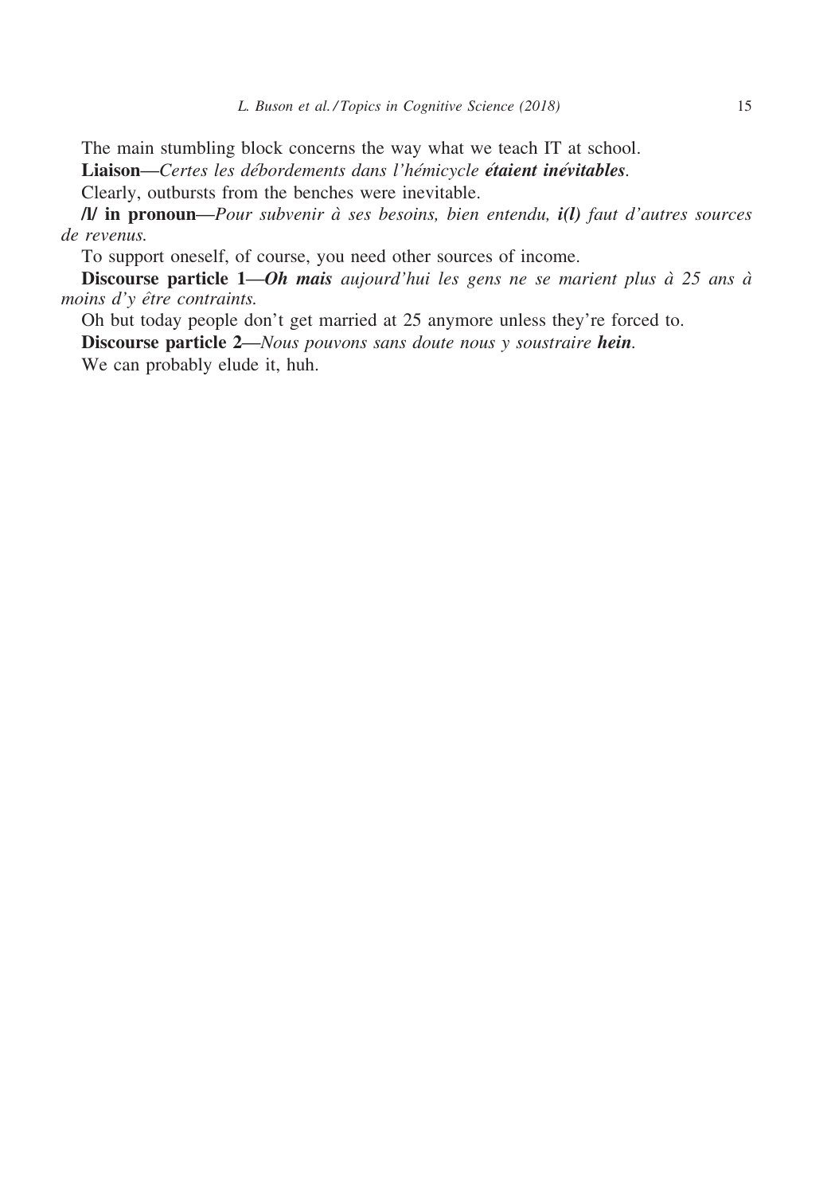The main stumbling block concerns the way what we teach IT at school.

**Liaison**—*Certes les débordements dans l'hémicycle **étaient inévitables**.*

Clearly, outbursts from the benches were inevitable.

**/l/ in pronoun**—*Pour subvenir à ses besoins, bien entendu, **i(l)** faut d'autres sources de revenus.*

To support oneself, of course, you need other sources of income.

**Discourse particle 1**—***Oh mais** aujourd'hui les gens ne se marient plus à 25 ans à moins d'y être contraints.*

Oh but today people don't get married at 25 anymore unless they're forced to.

**Discourse particle 2**—*Nous pouvons sans doute nous y soustraire **hein**.*

We can probably elude it, huh.